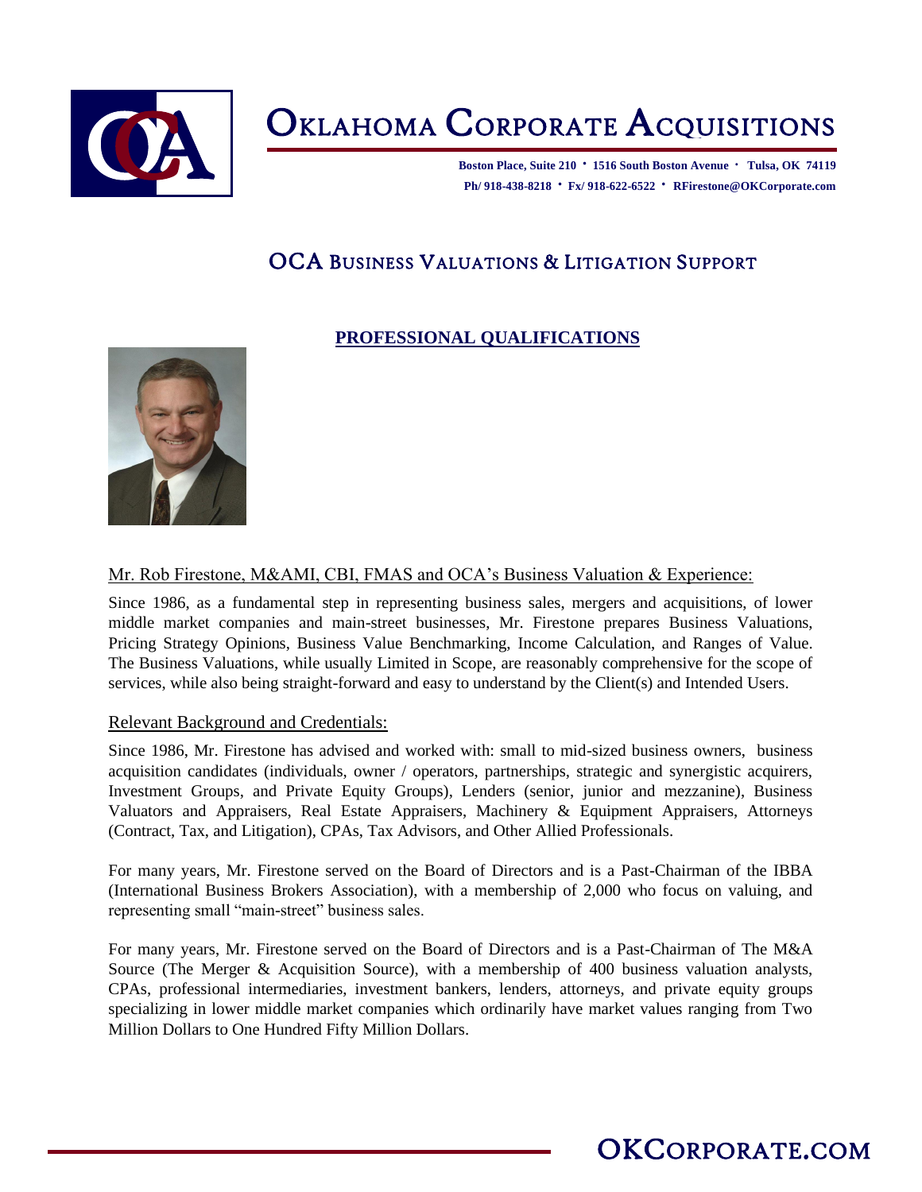# Oklahoma Corporate Acquisitions

**Boston Place, Suite 210 · 1516 South Boston Avenue · Tulsa, OK 74119**
**Ph/ 918-438-8218 · Fx/ 918-622-6522 · RFirestone@OKCorporate.com**

## OCA Business Valuations & Litigation Support

### PROFESSIONAL QUALIFICATIONS

Mr. Rob Firestone, M&AMI, CBI, FMAS and OCA's Business Valuation & Experience:

Since 1986, as a fundamental step in representing business sales, mergers and acquisitions, of lower middle market companies and main-street businesses, Mr. Firestone prepares Business Valuations, Pricing Strategy Opinions, Business Value Benchmarking, Income Calculation, and Ranges of Value. The Business Valuations, while usually Limited in Scope, are reasonably comprehensive for the scope of services, while also being straight-forward and easy to understand by the Client(s) and Intended Users.

Relevant Background and Credentials:

Since 1986, Mr. Firestone has advised and worked with: small to mid-sized business owners, business acquisition candidates (individuals, owner / operators, partnerships, strategic and synergistic acquirers, Investment Groups, and Private Equity Groups), Lenders (senior, junior and mezzanine), Business Valuators and Appraisers, Real Estate Appraisers, Machinery & Equipment Appraisers, Attorneys (Contract, Tax, and Litigation), CPAs, Tax Advisors, and Other Allied Professionals.

For many years, Mr. Firestone served on the Board of Directors and is a Past-Chairman of the IBBA (International Business Brokers Association), with a membership of 2,000 who focus on valuing, and representing small "main-street" business sales.

For many years, Mr. Firestone served on the Board of Directors and is a Past-Chairman of The M&A Source (The Merger & Acquisition Source), with a membership of 400 business valuation analysts, CPAs, professional intermediaries, investment bankers, lenders, attorneys, and private equity groups specializing in lower middle market companies which ordinarily have market values ranging from Two Million Dollars to One Hundred Fifty Million Dollars.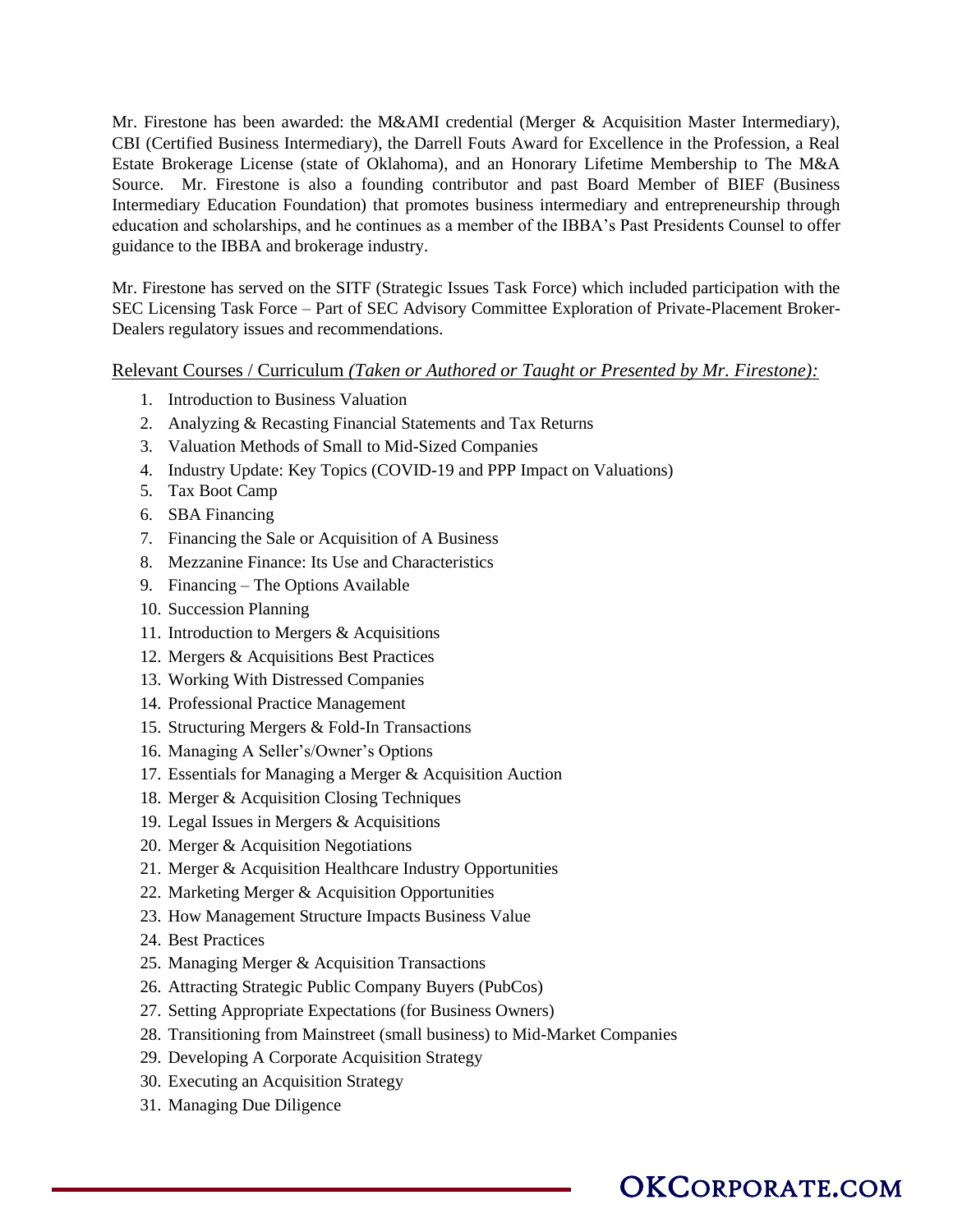Mr. Firestone has been awarded: the M&AMI credential (Merger & Acquisition Master Intermediary), CBI (Certified Business Intermediary), the Darrell Fouts Award for Excellence in the Profession, a Real Estate Brokerage License (state of Oklahoma), and an Honorary Lifetime Membership to The M&A Source. Mr. Firestone is also a founding contributor and past Board Member of BIEF (Business Intermediary Education Foundation) that promotes business intermediary and entrepreneurship through education and scholarships, and he continues as a member of the IBBA's Past Presidents Counsel to offer guidance to the IBBA and brokerage industry.

Mr. Firestone has served on the SITF (Strategic Issues Task Force) which included participation with the SEC Licensing Task Force – Part of SEC Advisory Committee Exploration of Private-Placement Broker-Dealers regulatory issues and recommendations.

<u>Relevant Courses / Curriculum *(Taken or Authored or Taught or Presented by Mr. Firestone):*</u>

1. Introduction to Business Valuation
2. Analyzing & Recasting Financial Statements and Tax Returns
3. Valuation Methods of Small to Mid-Sized Companies
4. Industry Update: Key Topics (COVID-19 and PPP Impact on Valuations)
5. Tax Boot Camp
6. SBA Financing
7. Financing the Sale or Acquisition of A Business
8. Mezzanine Finance: Its Use and Characteristics
9. Financing – The Options Available
10. Succession Planning
11. Introduction to Mergers & Acquisitions
12. Mergers & Acquisitions Best Practices
13. Working With Distressed Companies
14. Professional Practice Management
15. Structuring Mergers & Fold-In Transactions
16. Managing A Seller's/Owner's Options
17. Essentials for Managing a Merger & Acquisition Auction
18. Merger & Acquisition Closing Techniques
19. Legal Issues in Mergers & Acquisitions
20. Merger & Acquisition Negotiations
21. Merger & Acquisition Healthcare Industry Opportunities
22. Marketing Merger & Acquisition Opportunities
23. How Management Structure Impacts Business Value
24. Best Practices
25. Managing Merger & Acquisition Transactions
26. Attracting Strategic Public Company Buyers (PubCos)
27. Setting Appropriate Expectations (for Business Owners)
28. Transitioning from Mainstreet (small business) to Mid-Market Companies
29. Developing A Corporate Acquisition Strategy
30. Executing an Acquisition Strategy
31. Managing Due Diligence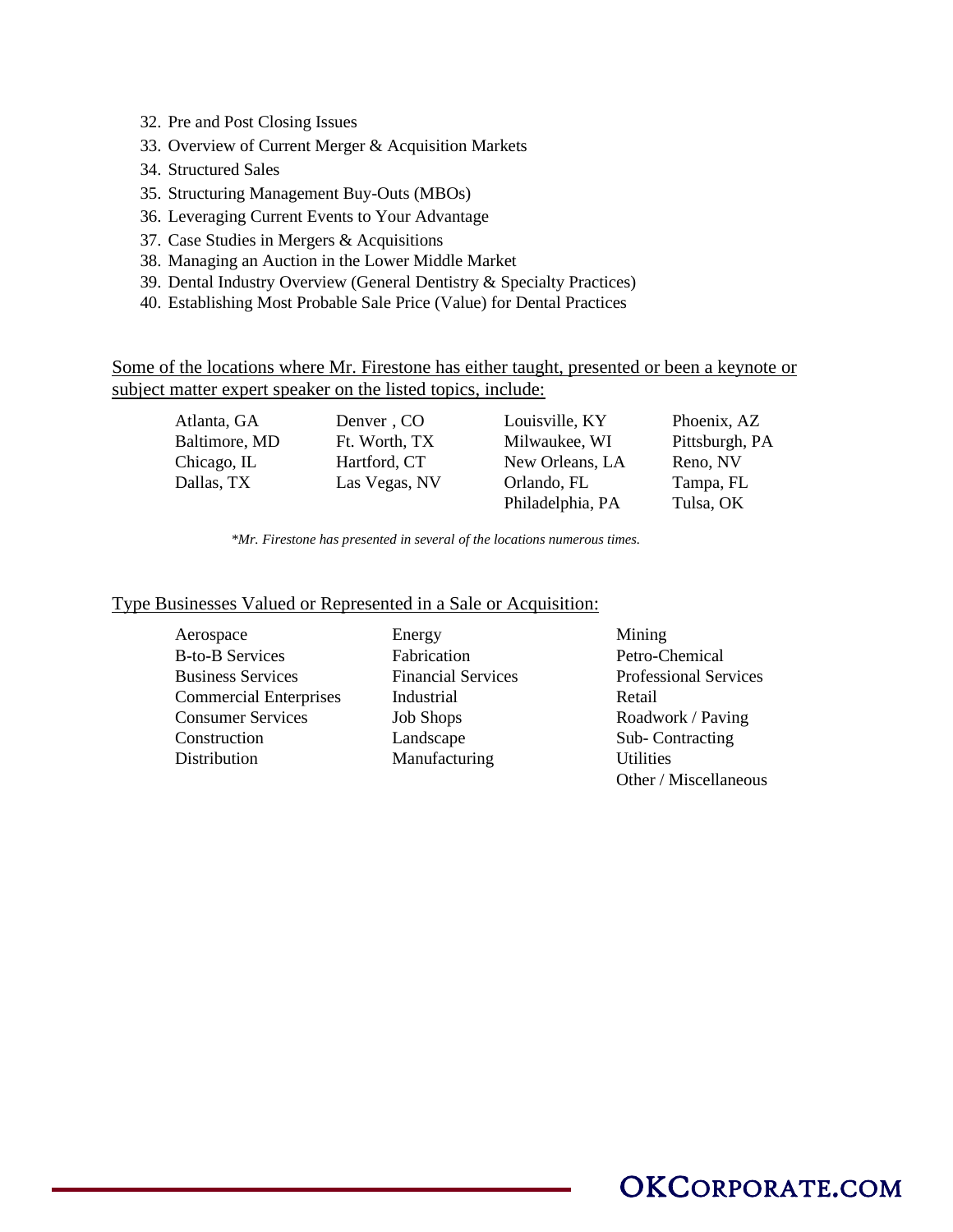32. Pre and Post Closing Issues
33. Overview of Current Merger & Acquisition Markets
34. Structured Sales
35. Structuring Management Buy-Outs (MBOs)
36. Leveraging Current Events to Your Advantage
37. Case Studies in Mergers & Acquisitions
38. Managing an Auction in the Lower Middle Market
39. Dental Industry Overview (General Dentistry & Specialty Practices)
40. Establishing Most Probable Sale Price (Value) for Dental Practices

<u>Some of the locations where Mr. Firestone has either taught, presented or been a keynote or subject matter expert speaker on the listed topics, include:</u>

| | | | |
|---|---|---|---|
| Atlanta, GA | Denver , CO | Louisville, KY | Phoenix, AZ |
| Baltimore, MD | Ft. Worth, TX | Milwaukee, WI | Pittsburgh, PA |
| Chicago, IL | Hartford, CT | New Orleans, LA | Reno, NV |
| Dallas, TX | Las Vegas, NV | Orlando, FL | Tampa, FL |
| | | Philadelphia, PA | Tulsa, OK |

*\*Mr. Firestone has presented in several of the locations numerous times.*

<u>Type Businesses Valued or Represented in a Sale or Acquisition:</u>

| | | |
|---|---|---|
| Aerospace | Energy | Mining |
| B-to-B Services | Fabrication | Petro-Chemical |
| Business Services | Financial Services | Professional Services |
| Commercial Enterprises | Industrial | Retail |
| Consumer Services | Job Shops | Roadwork / Paving |
| Construction | Landscape | Sub- Contracting |
| Distribution | Manufacturing | Utilities |
| | | Other / Miscellaneous |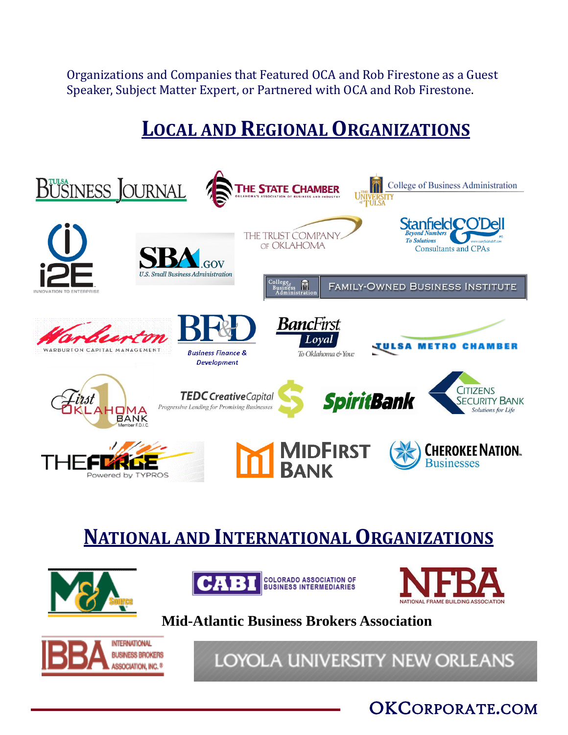Organizations and Companies that Featured OCA and Rob Firestone as a Guest Speaker, Subject Matter Expert, or Partnered with OCA and Rob Firestone.

## Local and Regional Organizations

Tulsa Business Journal

The State Chamber — Oklahoma's Association of Business and Industry

The University of Tulsa — College of Business Administration

i2E — Innovation to Enterprise

SBA.gov — U.S. Small Business Administration

The Trust Company of Oklahoma

Stanfield & O'Dell — Beyond Numbers To Solutions — Consultants and CPAs

College of Business Administration — Family-Owned Business Institute

Warburton Capital Management

BF&D — Business Finance & Development

BancFirst — Loyal To Oklahoma & You

Tulsa Metro Chamber

First Oklahoma Bank — Member F.D.I.C.

TEDC Creative Capital — Progressive Lending for Promising Businesses

SpiritBank

Citizens Security Bank — Solutions for Life

The Force — Powered by TYPROS

MidFirst Bank

Cherokee Nation Businesses

## National and International Organizations

M&A Source

CABI — Colorado Association of Business Intermediaries

NFBA — National Frame Building Association

Mid-Atlantic Business Brokers Association

IBBA — International Business Brokers Association, Inc.

Loyola University New Orleans

OKCorporate.com